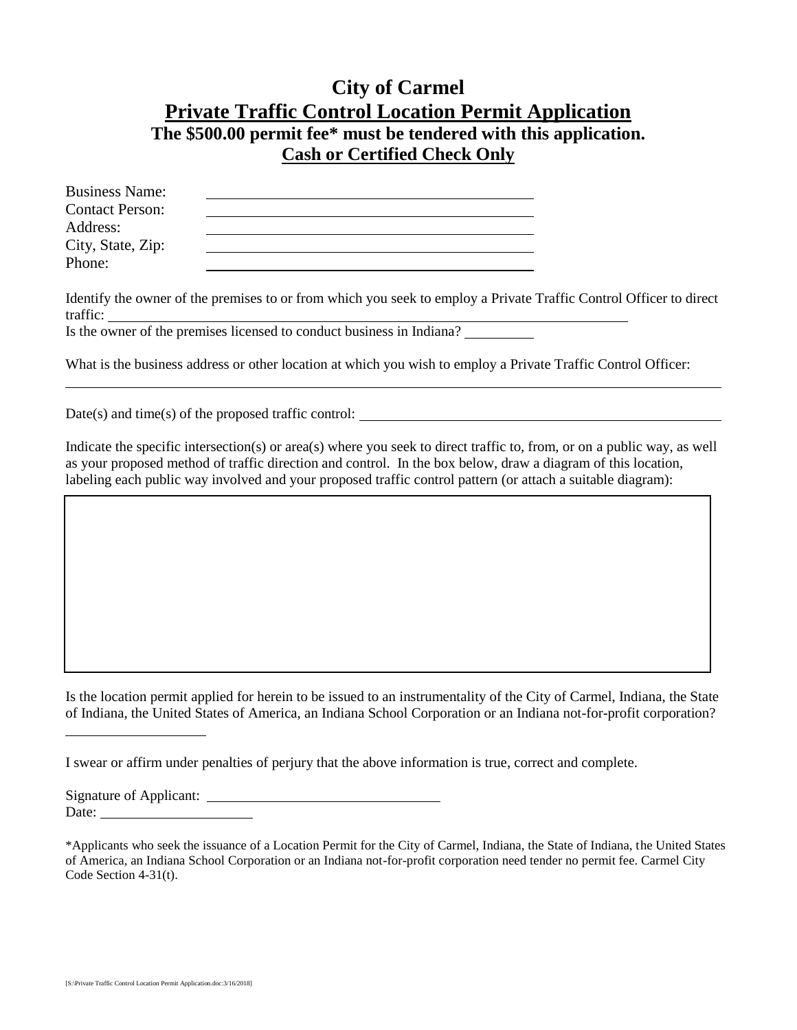# City of Carmel

## Private Traffic Control Location Permit Application

**The $500.00 permit fee* must be tendered with this application.**

**Cash or Certified Check Only**

Business Name: ______________________________

Contact Person: ______________________________

Address: ______________________________

City, State, Zip: ______________________________

Phone: ______________________________

Identify the owner of the premises to or from which you seek to employ a Private Traffic Control Officer to direct traffic: ______________________________

Is the owner of the premises licensed to conduct business in Indiana? __________

What is the business address or other location at which you wish to employ a Private Traffic Control Officer:

______________________________

Date(s) and time(s) of the proposed traffic control: ______________________________

Indicate the specific intersection(s) or area(s) where you seek to direct traffic to, from, or on a public way, as well as your proposed method of traffic direction and control. In the box below, draw a diagram of this location, labeling each public way involved and your proposed traffic control pattern (or attach a suitable diagram):

Is the location permit applied for herein to be issued to an instrumentality of the City of Carmel, Indiana, the State of Indiana, the United States of America, an Indiana School Corporation or an Indiana not-for-profit corporation?

__________

I swear or affirm under penalties of perjury that the above information is true, correct and complete.

Signature of Applicant: ______________________________

Date: ____________________

*Applicants who seek the issuance of a Location Permit for the City of Carmel, Indiana, the State of Indiana, the United States of America, an Indiana School Corporation or an Indiana not-for-profit corporation need tender no permit fee. Carmel City Code Section 4-31(t).

[S:\Private Traffic Control Location Permit Application.doc:3/16/2018]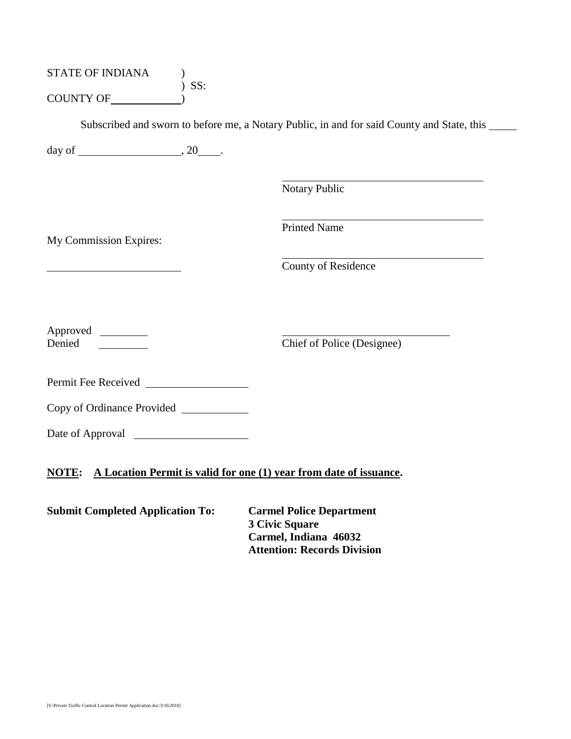STATE OF INDIANA )
) SS:
COUNTY OF ____________)

Subscribed and sworn to before me, a Notary Public, in and for said County and State, this _____ day of __________________, 20____.

____________________________________
Notary Public

____________________________________
Printed Name

My Commission Expires:

____________________________________
County of Residence

________________________

Approved _________
Denied _________

______________________________
Chief of Police (Designee)

Permit Fee Received __________________

Copy of Ordinance Provided ____________

Date of Approval ____________________

**<u>NOTE:</u>** **<u>A Location Permit is valid for one (1) year from date of issuance</u>.**

**Submit Completed Application To:**

**Carmel Police Department**
**3 Civic Square**
**Carmel, Indiana 46032**
**Attention: Records Division**

[S:\Private Traffic Control Location Permit Application.doc:3/16/2018]